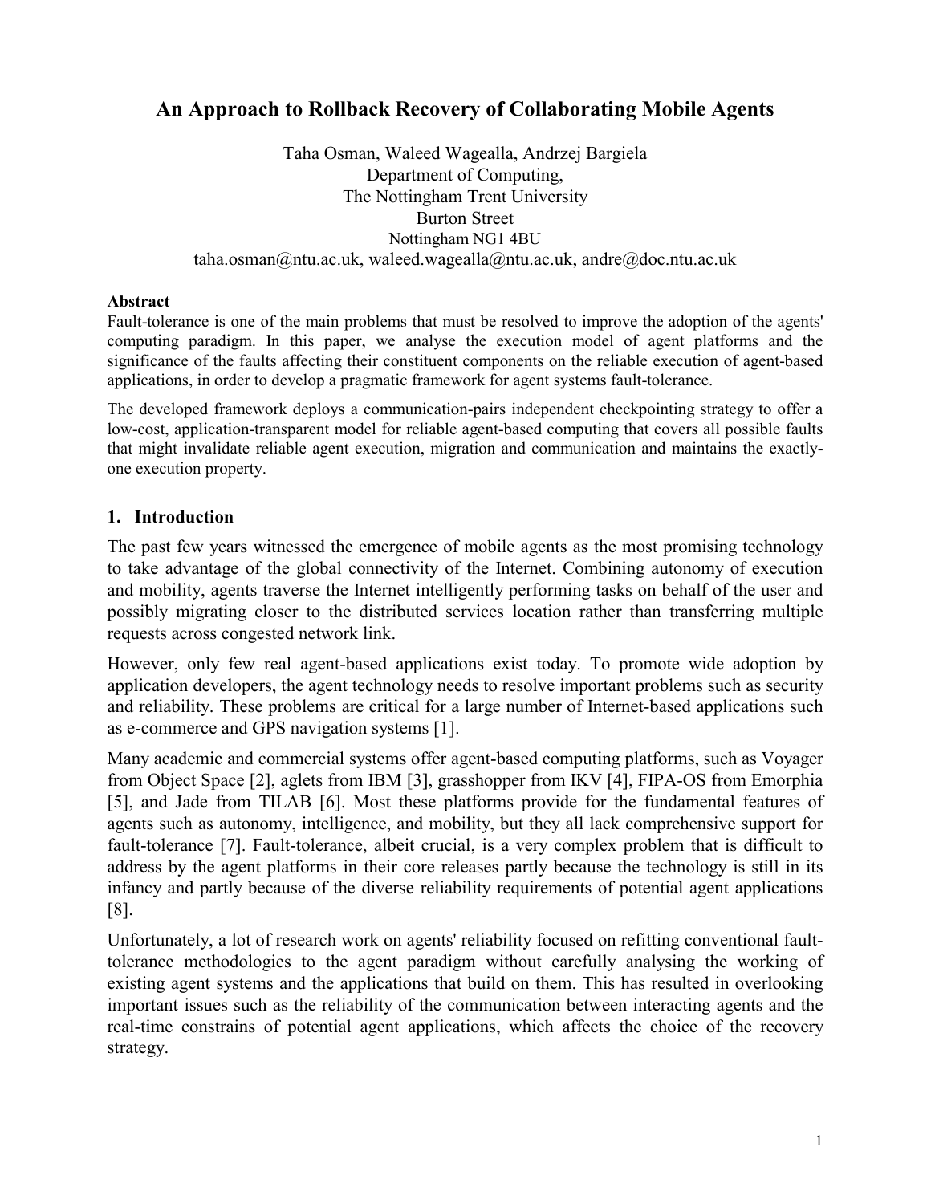# An Approach to Rollback Recovery of Collaborating Mobile Agents

Taha Osman, Waleed Wagealla, Andrzej Bargiela
Department of Computing,
The Nottingham Trent University
Burton Street
Nottingham NG1 4BU
taha.osman@ntu.ac.uk, waleed.wagealla@ntu.ac.uk, andre@doc.ntu.ac.uk

**Abstract**

Fault-tolerance is one of the main problems that must be resolved to improve the adoption of the agents' computing paradigm. In this paper, we analyse the execution model of agent platforms and the significance of the faults affecting their constituent components on the reliable execution of agent-based applications, in order to develop a pragmatic framework for agent systems fault-tolerance.

The developed framework deploys a communication-pairs independent checkpointing strategy to offer a low-cost, application-transparent model for reliable agent-based computing that covers all possible faults that might invalidate reliable agent execution, migration and communication and maintains the exactly-one execution property.

## 1. Introduction

The past few years witnessed the emergence of mobile agents as the most promising technology to take advantage of the global connectivity of the Internet. Combining autonomy of execution and mobility, agents traverse the Internet intelligently performing tasks on behalf of the user and possibly migrating closer to the distributed services location rather than transferring multiple requests across congested network link.

However, only few real agent-based applications exist today. To promote wide adoption by application developers, the agent technology needs to resolve important problems such as security and reliability. These problems are critical for a large number of Internet-based applications such as e-commerce and GPS navigation systems [1].

Many academic and commercial systems offer agent-based computing platforms, such as Voyager from Object Space [2], aglets from IBM [3], grasshopper from IKV [4], FIPA-OS from Emorphia [5], and Jade from TILAB [6]. Most these platforms provide for the fundamental features of agents such as autonomy, intelligence, and mobility, but they all lack comprehensive support for fault-tolerance [7]. Fault-tolerance, albeit crucial, is a very complex problem that is difficult to address by the agent platforms in their core releases partly because the technology is still in its infancy and partly because of the diverse reliability requirements of potential agent applications [8].

Unfortunately, a lot of research work on agents' reliability focused on refitting conventional fault-tolerance methodologies to the agent paradigm without carefully analysing the working of existing agent systems and the applications that build on them. This has resulted in overlooking important issues such as the reliability of the communication between interacting agents and the real-time constrains of potential agent applications, which affects the choice of the recovery strategy.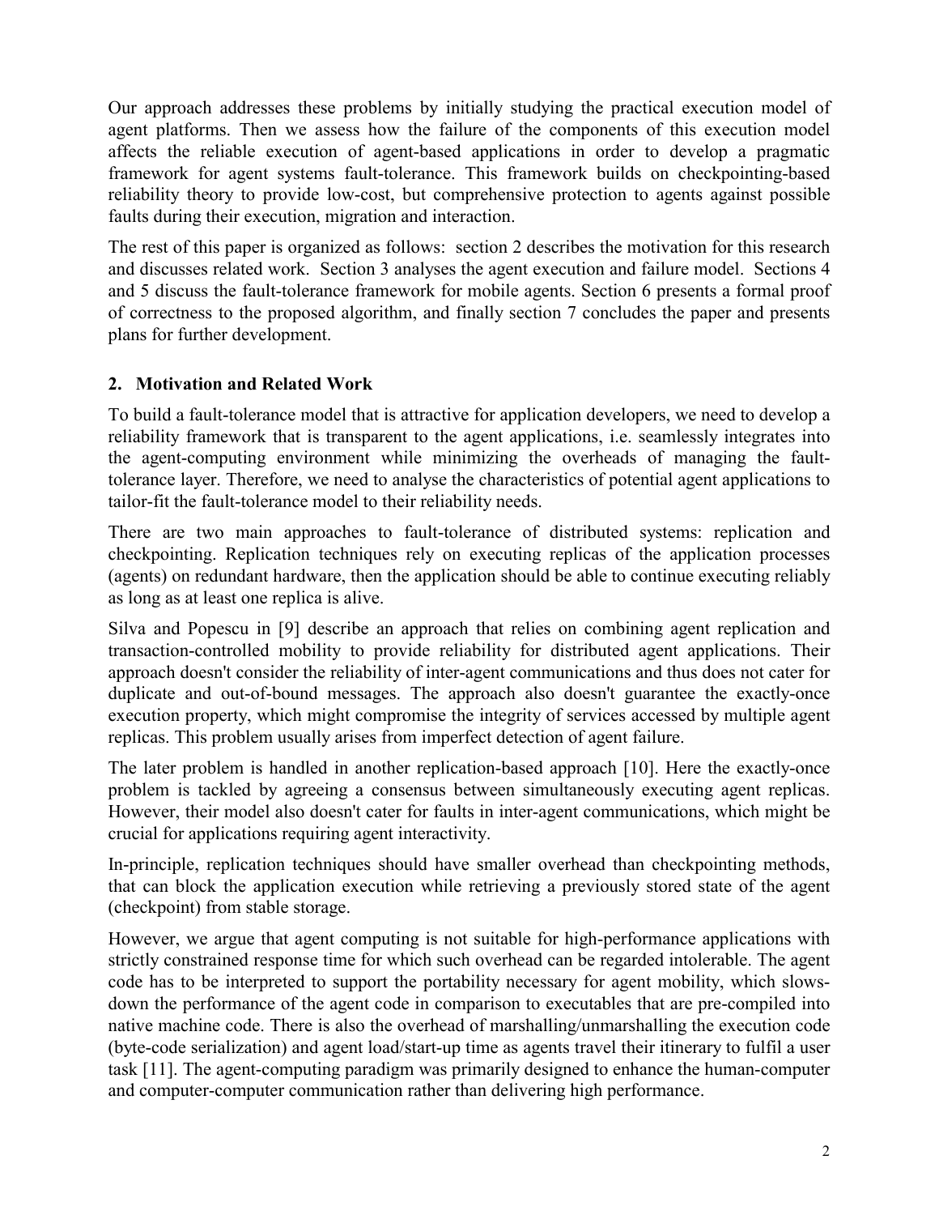Our approach addresses these problems by initially studying the practical execution model of agent platforms. Then we assess how the failure of the components of this execution model affects the reliable execution of agent-based applications in order to develop a pragmatic framework for agent systems fault-tolerance. This framework builds on checkpointing-based reliability theory to provide low-cost, but comprehensive protection to agents against possible faults during their execution, migration and interaction.

The rest of this paper is organized as follows: section 2 describes the motivation for this research and discusses related work. Section 3 analyses the agent execution and failure model. Sections 4 and 5 discuss the fault-tolerance framework for mobile agents. Section 6 presents a formal proof of correctness to the proposed algorithm, and finally section 7 concludes the paper and presents plans for further development.

## 2. Motivation and Related Work

To build a fault-tolerance model that is attractive for application developers, we need to develop a reliability framework that is transparent to the agent applications, i.e. seamlessly integrates into the agent-computing environment while minimizing the overheads of managing the fault-tolerance layer. Therefore, we need to analyse the characteristics of potential agent applications to tailor-fit the fault-tolerance model to their reliability needs.

There are two main approaches to fault-tolerance of distributed systems: replication and checkpointing. Replication techniques rely on executing replicas of the application processes (agents) on redundant hardware, then the application should be able to continue executing reliably as long as at least one replica is alive.

Silva and Popescu in [9] describe an approach that relies on combining agent replication and transaction-controlled mobility to provide reliability for distributed agent applications. Their approach doesn't consider the reliability of inter-agent communications and thus does not cater for duplicate and out-of-bound messages. The approach also doesn't guarantee the exactly-once execution property, which might compromise the integrity of services accessed by multiple agent replicas. This problem usually arises from imperfect detection of agent failure.

The later problem is handled in another replication-based approach [10]. Here the exactly-once problem is tackled by agreeing a consensus between simultaneously executing agent replicas. However, their model also doesn't cater for faults in inter-agent communications, which might be crucial for applications requiring agent interactivity.

In-principle, replication techniques should have smaller overhead than checkpointing methods, that can block the application execution while retrieving a previously stored state of the agent (checkpoint) from stable storage.

However, we argue that agent computing is not suitable for high-performance applications with strictly constrained response time for which such overhead can be regarded intolerable. The agent code has to be interpreted to support the portability necessary for agent mobility, which slows-down the performance of the agent code in comparison to executables that are pre-compiled into native machine code. There is also the overhead of marshalling/unmarshalling the execution code (byte-code serialization) and agent load/start-up time as agents travel their itinerary to fulfil a user task [11]. The agent-computing paradigm was primarily designed to enhance the human-computer and computer-computer communication rather than delivering high performance.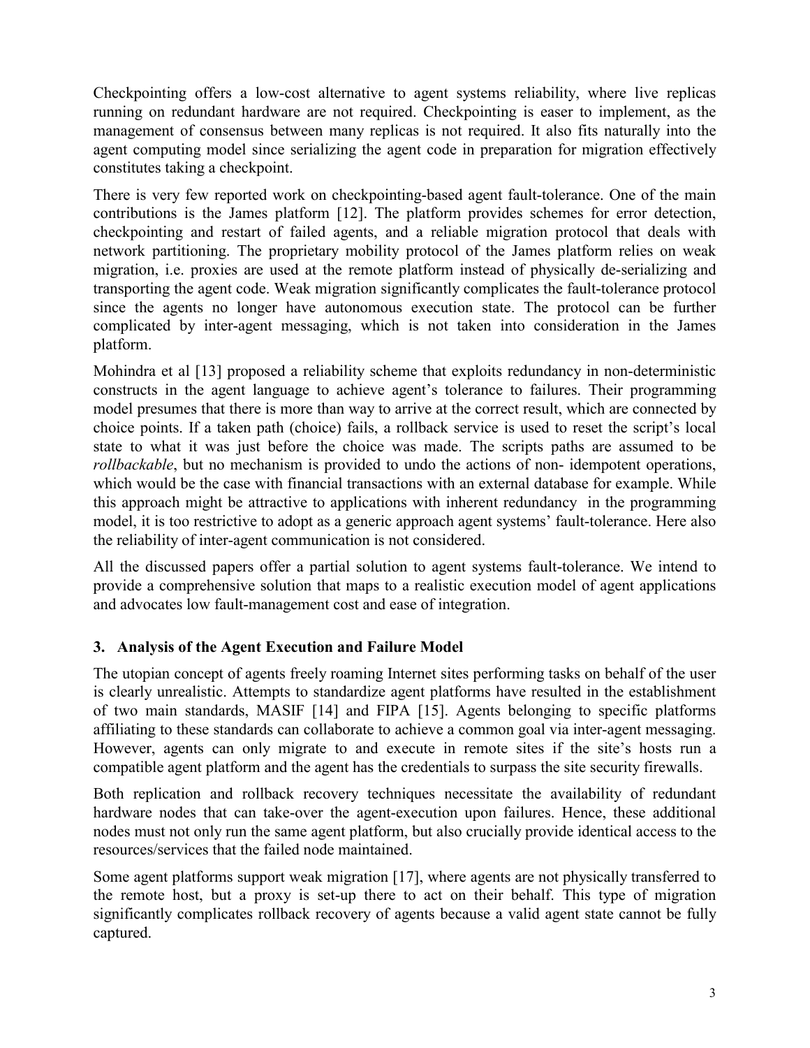Checkpointing offers a low-cost alternative to agent systems reliability, where live replicas running on redundant hardware are not required. Checkpointing is easer to implement, as the management of consensus between many replicas is not required. It also fits naturally into the agent computing model since serializing the agent code in preparation for migration effectively constitutes taking a checkpoint.

There is very few reported work on checkpointing-based agent fault-tolerance. One of the main contributions is the James platform [12]. The platform provides schemes for error detection, checkpointing and restart of failed agents, and a reliable migration protocol that deals with network partitioning. The proprietary mobility protocol of the James platform relies on weak migration, i.e. proxies are used at the remote platform instead of physically de-serializing and transporting the agent code. Weak migration significantly complicates the fault-tolerance protocol since the agents no longer have autonomous execution state. The protocol can be further complicated by inter-agent messaging, which is not taken into consideration in the James platform.

Mohindra et al [13] proposed a reliability scheme that exploits redundancy in non-deterministic constructs in the agent language to achieve agent's tolerance to failures. Their programming model presumes that there is more than way to arrive at the correct result, which are connected by choice points. If a taken path (choice) fails, a rollback service is used to reset the script's local state to what it was just before the choice was made. The scripts paths are assumed to be *rollbackable*, but no mechanism is provided to undo the actions of non- idempotent operations, which would be the case with financial transactions with an external database for example. While this approach might be attractive to applications with inherent redundancy in the programming model, it is too restrictive to adopt as a generic approach agent systems' fault-tolerance. Here also the reliability of inter-agent communication is not considered.

All the discussed papers offer a partial solution to agent systems fault-tolerance. We intend to provide a comprehensive solution that maps to a realistic execution model of agent applications and advocates low fault-management cost and ease of integration.

## 3. Analysis of the Agent Execution and Failure Model

The utopian concept of agents freely roaming Internet sites performing tasks on behalf of the user is clearly unrealistic. Attempts to standardize agent platforms have resulted in the establishment of two main standards, MASIF [14] and FIPA [15]. Agents belonging to specific platforms affiliating to these standards can collaborate to achieve a common goal via inter-agent messaging. However, agents can only migrate to and execute in remote sites if the site's hosts run a compatible agent platform and the agent has the credentials to surpass the site security firewalls.

Both replication and rollback recovery techniques necessitate the availability of redundant hardware nodes that can take-over the agent-execution upon failures. Hence, these additional nodes must not only run the same agent platform, but also crucially provide identical access to the resources/services that the failed node maintained.

Some agent platforms support weak migration [17], where agents are not physically transferred to the remote host, but a proxy is set-up there to act on their behalf. This type of migration significantly complicates rollback recovery of agents because a valid agent state cannot be fully captured.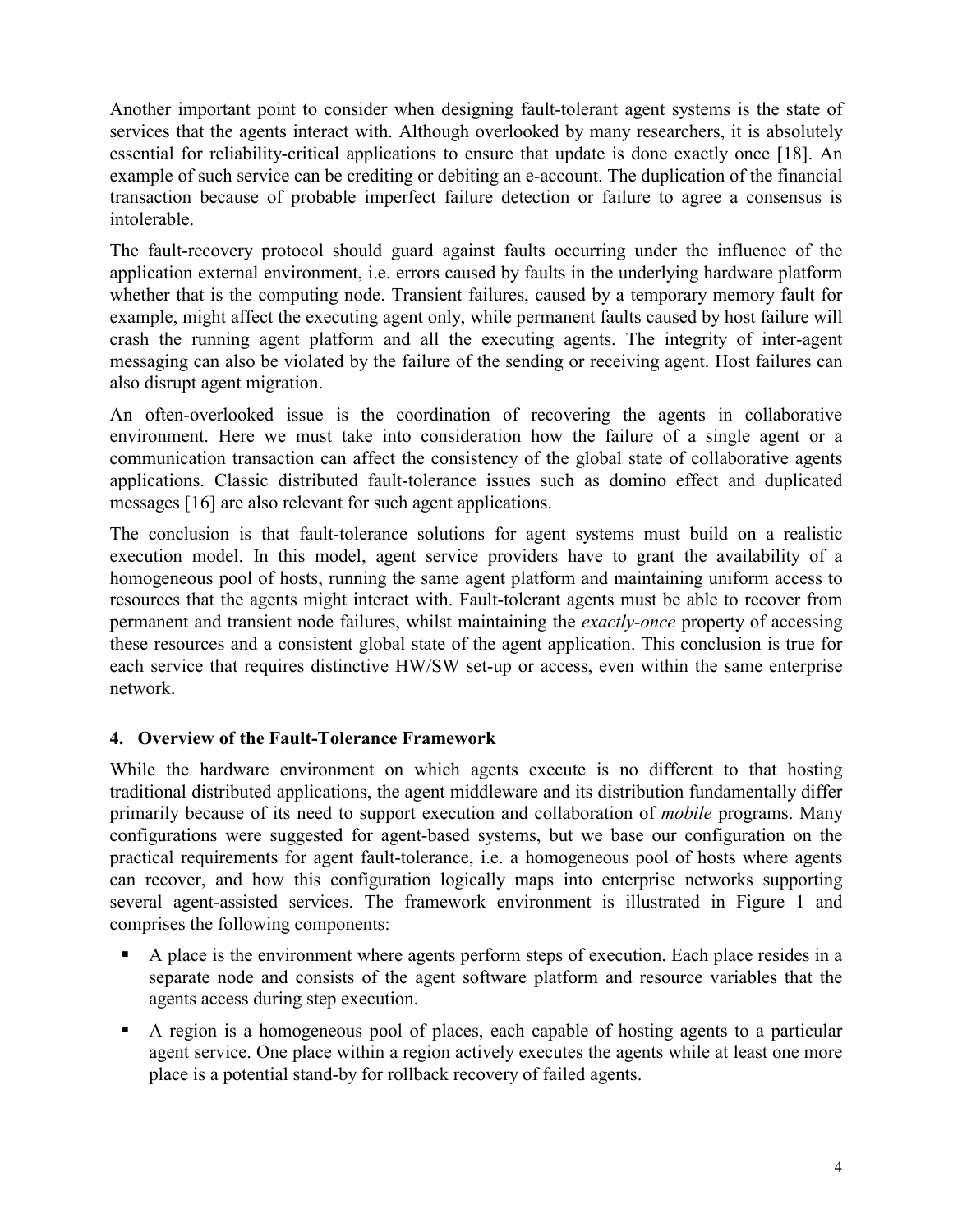Another important point to consider when designing fault-tolerant agent systems is the state of services that the agents interact with. Although overlooked by many researchers, it is absolutely essential for reliability-critical applications to ensure that update is done exactly once [18]. An example of such service can be crediting or debiting an e-account. The duplication of the financial transaction because of probable imperfect failure detection or failure to agree a consensus is intolerable.

The fault-recovery protocol should guard against faults occurring under the influence of the application external environment, i.e. errors caused by faults in the underlying hardware platform whether that is the computing node. Transient failures, caused by a temporary memory fault for example, might affect the executing agent only, while permanent faults caused by host failure will crash the running agent platform and all the executing agents. The integrity of inter-agent messaging can also be violated by the failure of the sending or receiving agent. Host failures can also disrupt agent migration.

An often-overlooked issue is the coordination of recovering the agents in collaborative environment. Here we must take into consideration how the failure of a single agent or a communication transaction can affect the consistency of the global state of collaborative agents applications. Classic distributed fault-tolerance issues such as domino effect and duplicated messages [16] are also relevant for such agent applications.

The conclusion is that fault-tolerance solutions for agent systems must build on a realistic execution model. In this model, agent service providers have to grant the availability of a homogeneous pool of hosts, running the same agent platform and maintaining uniform access to resources that the agents might interact with. Fault-tolerant agents must be able to recover from permanent and transient node failures, whilst maintaining the *exactly-once* property of accessing these resources and a consistent global state of the agent application. This conclusion is true for each service that requires distinctive HW/SW set-up or access, even within the same enterprise network.

## 4. Overview of the Fault-Tolerance Framework

While the hardware environment on which agents execute is no different to that hosting traditional distributed applications, the agent middleware and its distribution fundamentally differ primarily because of its need to support execution and collaboration of *mobile* programs. Many configurations were suggested for agent-based systems, but we base our configuration on the practical requirements for agent fault-tolerance, i.e. a homogeneous pool of hosts where agents can recover, and how this configuration logically maps into enterprise networks supporting several agent-assisted services. The framework environment is illustrated in Figure 1 and comprises the following components:

- A place is the environment where agents perform steps of execution. Each place resides in a separate node and consists of the agent software platform and resource variables that the agents access during step execution.
- A region is a homogeneous pool of places, each capable of hosting agents to a particular agent service. One place within a region actively executes the agents while at least one more place is a potential stand-by for rollback recovery of failed agents.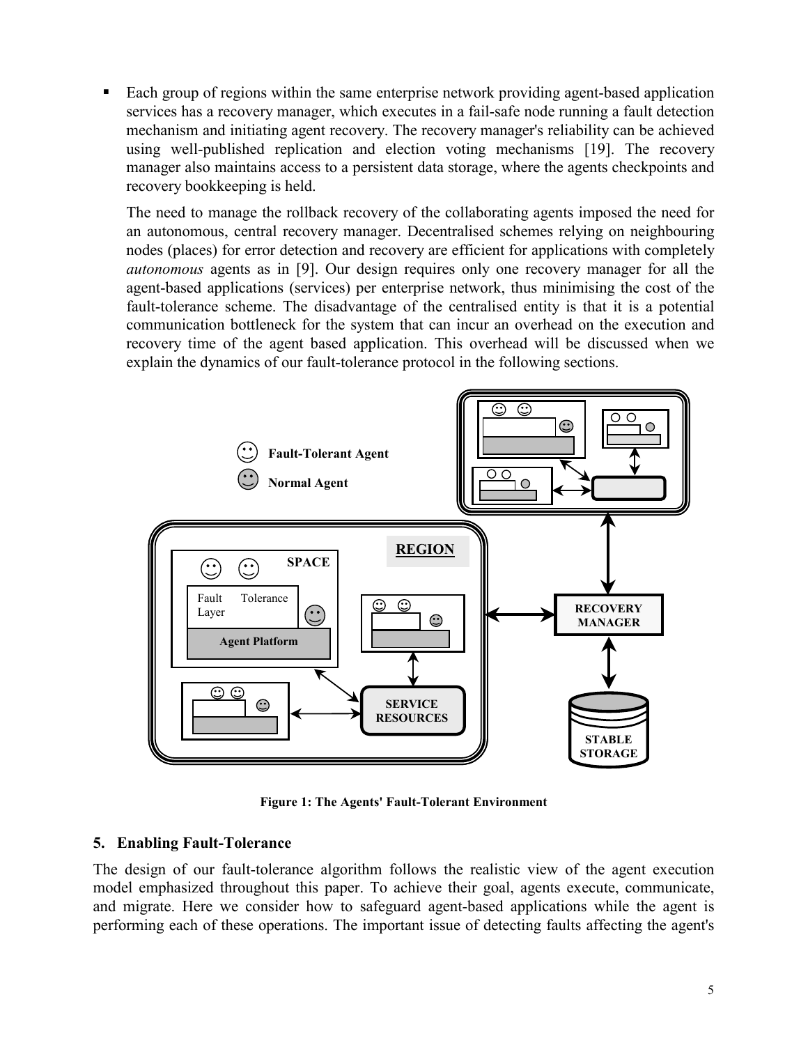- Each group of regions within the same enterprise network providing agent-based application services has a recovery manager, which executes in a fail-safe node running a fault detection mechanism and initiating agent recovery. The recovery manager's reliability can be achieved using well-published replication and election voting mechanisms [19]. The recovery manager also maintains access to a persistent data storage, where the agents checkpoints and recovery bookkeeping is held.

  The need to manage the rollback recovery of the collaborating agents imposed the need for an autonomous, central recovery manager. Decentralised schemes relying on neighbouring nodes (places) for error detection and recovery are efficient for applications with completely *autonomous* agents as in [9]. Our design requires only one recovery manager for all the agent-based applications (services) per enterprise network, thus minimising the cost of the fault-tolerance scheme. The disadvantage of the centralised entity is that it is a potential communication bottleneck for the system that can incur an overhead on the execution and recovery time of the agent based application. This overhead will be discussed when we explain the dynamics of our fault-tolerance protocol in the following sections.

**Figure 1: The Agents' Fault-Tolerant Environment**

## 5. Enabling Fault-Tolerance

The design of our fault-tolerance algorithm follows the realistic view of the agent execution model emphasized throughout this paper. To achieve their goal, agents execute, communicate, and migrate. Here we consider how to safeguard agent-based applications while the agent is performing each of these operations. The important issue of detecting faults affecting the agent's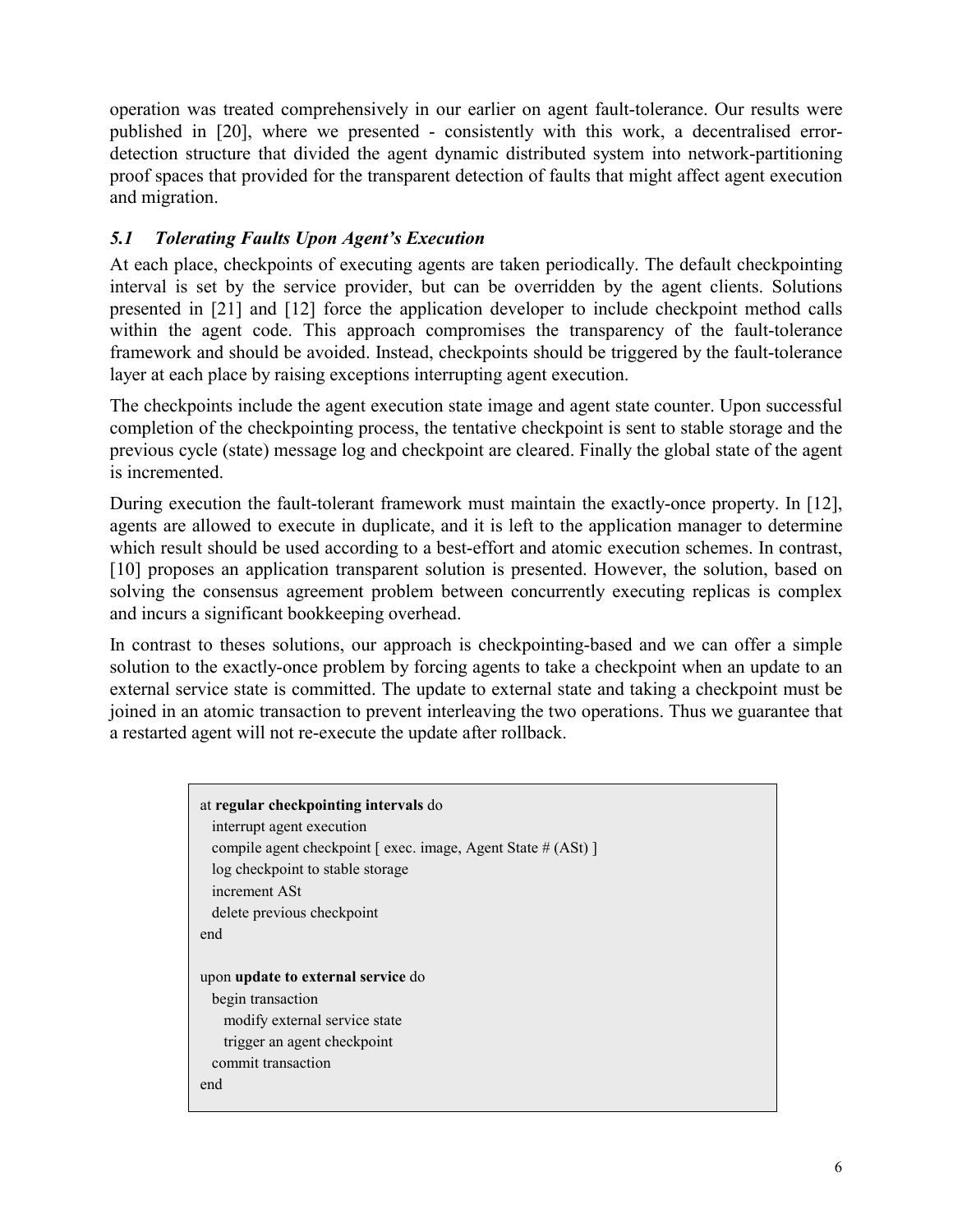operation was treated comprehensively in our earlier on agent fault-tolerance. Our results were published in [20], where we presented - consistently with this work, a decentralised error-detection structure that divided the agent dynamic distributed system into network-partitioning proof spaces that provided for the transparent detection of faults that might affect agent execution and migration.

### *5.1 Tolerating Faults Upon Agent's Execution*

At each place, checkpoints of executing agents are taken periodically. The default checkpointing interval is set by the service provider, but can be overridden by the agent clients. Solutions presented in [21] and [12] force the application developer to include checkpoint method calls within the agent code. This approach compromises the transparency of the fault-tolerance framework and should be avoided. Instead, checkpoints should be triggered by the fault-tolerance layer at each place by raising exceptions interrupting agent execution.

The checkpoints include the agent execution state image and agent state counter. Upon successful completion of the checkpointing process, the tentative checkpoint is sent to stable storage and the previous cycle (state) message log and checkpoint are cleared. Finally the global state of the agent is incremented.

During execution the fault-tolerant framework must maintain the exactly-once property. In [12], agents are allowed to execute in duplicate, and it is left to the application manager to determine which result should be used according to a best-effort and atomic execution schemes. In contrast, [10] proposes an application transparent solution is presented. However, the solution, based on solving the consensus agreement problem between concurrently executing replicas is complex and incurs a significant bookkeeping overhead.

In contrast to theses solutions, our approach is checkpointing-based and we can offer a simple solution to the exactly-once problem by forcing agents to take a checkpoint when an update to an external service state is committed. The update to external state and taking a checkpoint must be joined in an atomic transaction to prevent interleaving the two operations. Thus we guarantee that a restarted agent will not re-execute the update after rollback.

```
at regular checkpointing intervals do
  interrupt agent execution
  compile agent checkpoint [ exec. image, Agent State # (ASt) ]
  log checkpoint to stable storage
  increment ASt
  delete previous checkpoint
end

upon update to external service do
  begin transaction
    modify external service state
    trigger an agent checkpoint
  commit transaction
end
```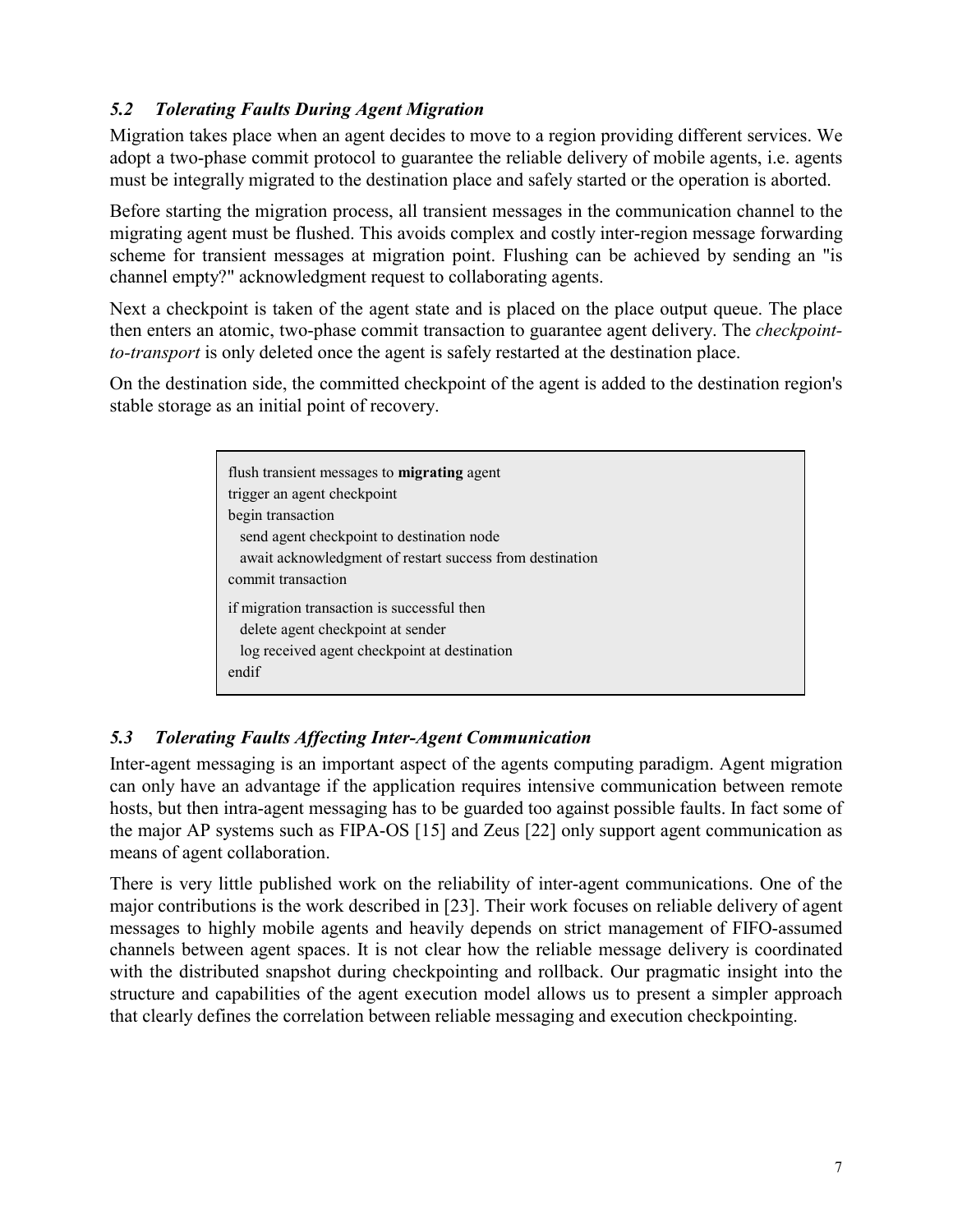### *5.2 Tolerating Faults During Agent Migration*

Migration takes place when an agent decides to move to a region providing different services. We adopt a two-phase commit protocol to guarantee the reliable delivery of mobile agents, i.e. agents must be integrally migrated to the destination place and safely started or the operation is aborted.

Before starting the migration process, all transient messages in the communication channel to the migrating agent must be flushed. This avoids complex and costly inter-region message forwarding scheme for transient messages at migration point. Flushing can be achieved by sending an "is channel empty?" acknowledgment request to collaborating agents.

Next a checkpoint is taken of the agent state and is placed on the place output queue. The place then enters an atomic, two-phase commit transaction to guarantee agent delivery. The *checkpoint-to-transport* is only deleted once the agent is safely restarted at the destination place.

On the destination side, the committed checkpoint of the agent is added to the destination region's stable storage as an initial point of recovery.

```
flush transient messages to migrating agent
trigger an agent checkpoint
begin transaction
   send agent checkpoint to destination node
   await acknowledgment of restart success from destination
commit transaction

if migration transaction is successful then
   delete agent checkpoint at sender
   log received agent checkpoint at destination
endif
```

### *5.3 Tolerating Faults Affecting Inter-Agent Communication*

Inter-agent messaging is an important aspect of the agents computing paradigm. Agent migration can only have an advantage if the application requires intensive communication between remote hosts, but then intra-agent messaging has to be guarded too against possible faults. In fact some of the major AP systems such as FIPA-OS [15] and Zeus [22] only support agent communication as means of agent collaboration.

There is very little published work on the reliability of inter-agent communications. One of the major contributions is the work described in [23]. Their work focuses on reliable delivery of agent messages to highly mobile agents and heavily depends on strict management of FIFO-assumed channels between agent spaces. It is not clear how the reliable message delivery is coordinated with the distributed snapshot during checkpointing and rollback. Our pragmatic insight into the structure and capabilities of the agent execution model allows us to present a simpler approach that clearly defines the correlation between reliable messaging and execution checkpointing.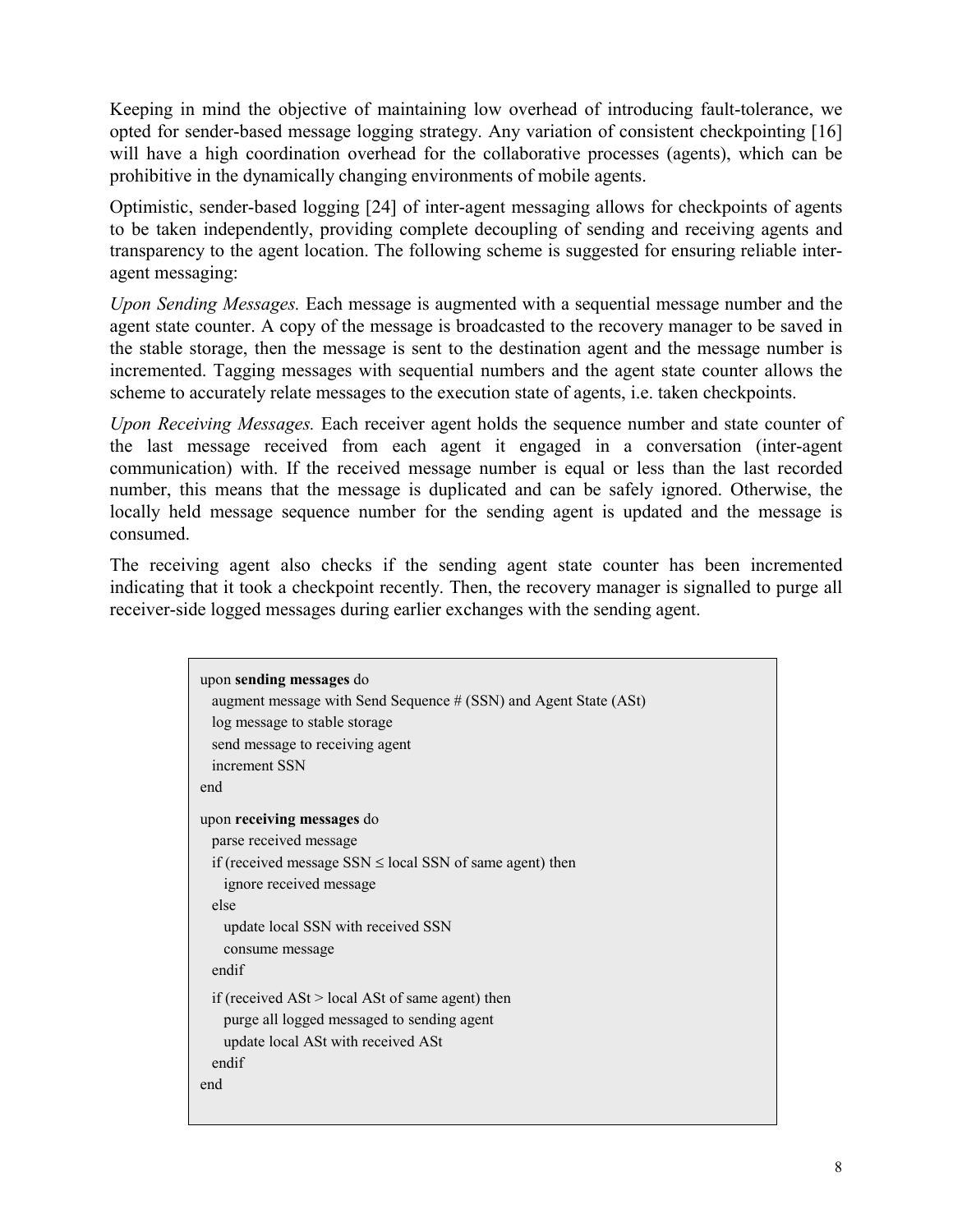Keeping in mind the objective of maintaining low overhead of introducing fault-tolerance, we opted for sender-based message logging strategy. Any variation of consistent checkpointing [16] will have a high coordination overhead for the collaborative processes (agents), which can be prohibitive in the dynamically changing environments of mobile agents.

Optimistic, sender-based logging [24] of inter-agent messaging allows for checkpoints of agents to be taken independently, providing complete decoupling of sending and receiving agents and transparency to the agent location. The following scheme is suggested for ensuring reliable inter-agent messaging:

*Upon Sending Messages.* Each message is augmented with a sequential message number and the agent state counter. A copy of the message is broadcasted to the recovery manager to be saved in the stable storage, then the message is sent to the destination agent and the message number is incremented. Tagging messages with sequential numbers and the agent state counter allows the scheme to accurately relate messages to the execution state of agents, i.e. taken checkpoints.

*Upon Receiving Messages.* Each receiver agent holds the sequence number and state counter of the last message received from each agent it engaged in a conversation (inter-agent communication) with. If the received message number is equal or less than the last recorded number, this means that the message is duplicated and can be safely ignored. Otherwise, the locally held message sequence number for the sending agent is updated and the message is consumed.

The receiving agent also checks if the sending agent state counter has been incremented indicating that it took a checkpoint recently. Then, the recovery manager is signalled to purge all receiver-side logged messages during earlier exchanges with the sending agent.

```
upon sending messages do
  augment message with Send Sequence # (SSN) and Agent State (ASt)
  log message to stable storage
  send message to receiving agent
  increment SSN
end

upon receiving messages do
  parse received message
  if (received message SSN ≤ local SSN of same agent) then
    ignore received message
  else
    update local SSN with received SSN
    consume message
  endif
  if (received ASt > local ASt of same agent) then
    purge all logged messaged to sending agent
    update local ASt with received ASt
  endif
end
```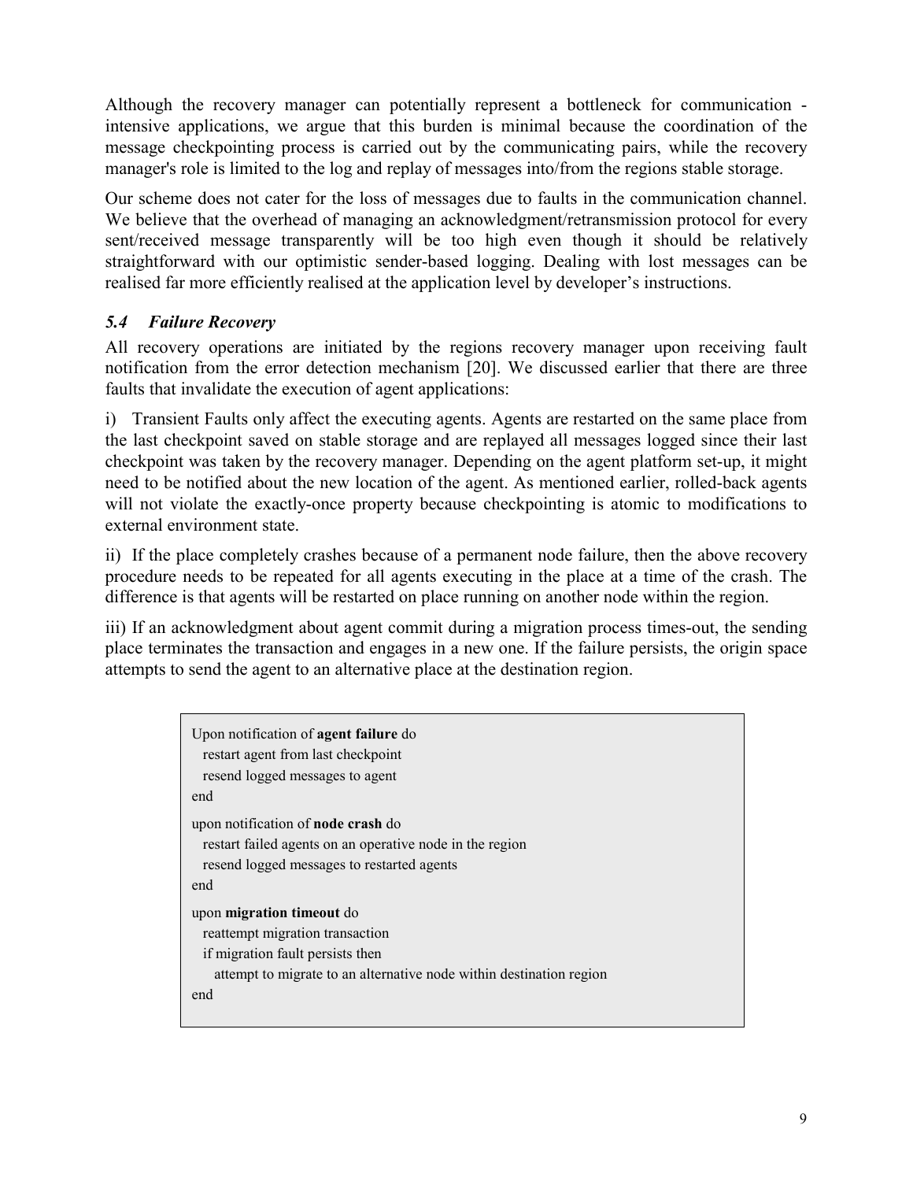Although the recovery manager can potentially represent a bottleneck for communication - intensive applications, we argue that this burden is minimal because the coordination of the message checkpointing process is carried out by the communicating pairs, while the recovery manager's role is limited to the log and replay of messages into/from the regions stable storage.

Our scheme does not cater for the loss of messages due to faults in the communication channel. We believe that the overhead of managing an acknowledgment/retransmission protocol for every sent/received message transparently will be too high even though it should be relatively straightforward with our optimistic sender-based logging. Dealing with lost messages can be realised far more efficiently realised at the application level by developer's instructions.

### *5.4 Failure Recovery*

All recovery operations are initiated by the regions recovery manager upon receiving fault notification from the error detection mechanism [20]. We discussed earlier that there are three faults that invalidate the execution of agent applications:

i) Transient Faults only affect the executing agents. Agents are restarted on the same place from the last checkpoint saved on stable storage and are replayed all messages logged since their last checkpoint was taken by the recovery manager. Depending on the agent platform set-up, it might need to be notified about the new location of the agent. As mentioned earlier, rolled-back agents will not violate the exactly-once property because checkpointing is atomic to modifications to external environment state.

ii) If the place completely crashes because of a permanent node failure, then the above recovery procedure needs to be repeated for all agents executing in the place at a time of the crash. The difference is that agents will be restarted on place running on another node within the region.

iii) If an acknowledgment about agent commit during a migration process times-out, the sending place terminates the transaction and engages in a new one. If the failure persists, the origin space attempts to send the agent to an alternative place at the destination region.

```
Upon notification of agent failure do
  restart agent from last checkpoint
  resend logged messages to agent
end

upon notification of node crash do
  restart failed agents on an operative node in the region
  resend logged messages to restarted agents
end

upon migration timeout do
  reattempt migration transaction
  if migration fault persists then
    attempt to migrate to an alternative node within destination region
end
```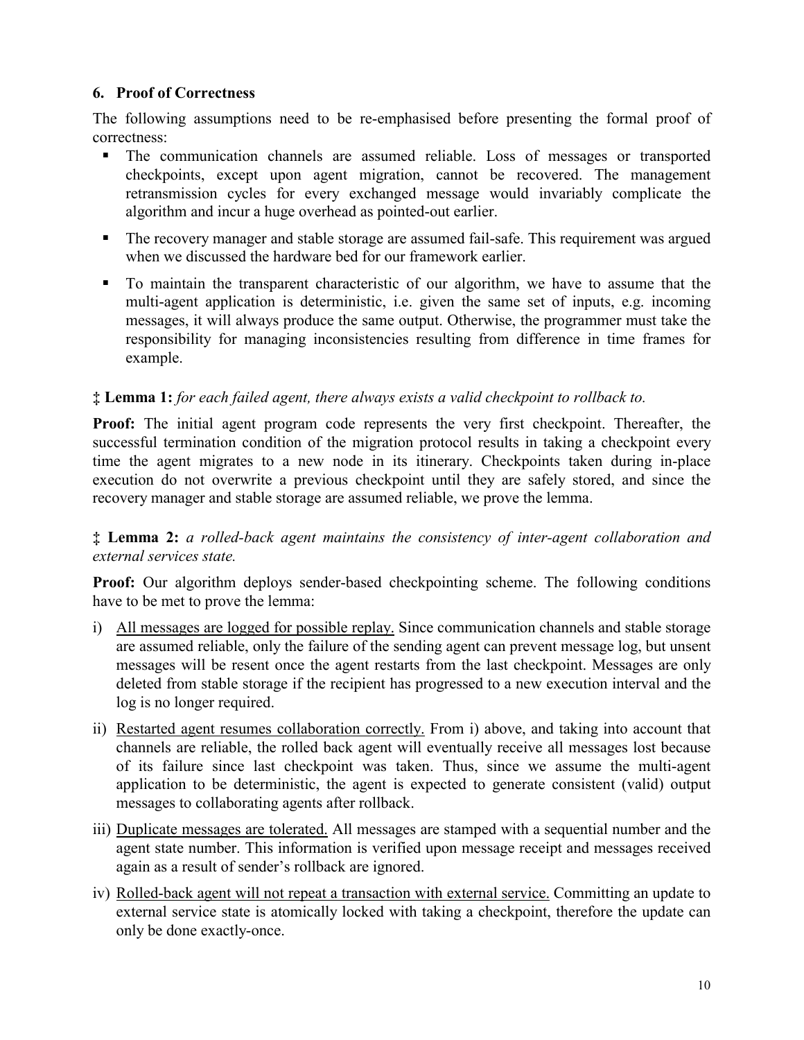### 6. Proof of Correctness

The following assumptions need to be re-emphasised before presenting the formal proof of correctness:

- The communication channels are assumed reliable. Loss of messages or transported checkpoints, except upon agent migration, cannot be recovered. The management retransmission cycles for every exchanged message would invariably complicate the algorithm and incur a huge overhead as pointed-out earlier.
- The recovery manager and stable storage are assumed fail-safe. This requirement was argued when we discussed the hardware bed for our framework earlier.
- To maintain the transparent characteristic of our algorithm, we have to assume that the multi-agent application is deterministic, i.e. given the same set of inputs, e.g. incoming messages, it will always produce the same output. Otherwise, the programmer must take the responsibility for managing inconsistencies resulting from difference in time frames for example.

‡ **Lemma 1:** *for each failed agent, there always exists a valid checkpoint to rollback to.*

**Proof:** The initial agent program code represents the very first checkpoint. Thereafter, the successful termination condition of the migration protocol results in taking a checkpoint every time the agent migrates to a new node in its itinerary. Checkpoints taken during in-place execution do not overwrite a previous checkpoint until they are safely stored, and since the recovery manager and stable storage are assumed reliable, we prove the lemma.

‡ **Lemma 2:** *a rolled-back agent maintains the consistency of inter-agent collaboration and external services state.*

**Proof:** Our algorithm deploys sender-based checkpointing scheme. The following conditions have to be met to prove the lemma:

i) <u>All messages are logged for possible replay.</u> Since communication channels and stable storage are assumed reliable, only the failure of the sending agent can prevent message log, but unsent messages will be resent once the agent restarts from the last checkpoint. Messages are only deleted from stable storage if the recipient has progressed to a new execution interval and the log is no longer required.

ii) <u>Restarted agent resumes collaboration correctly.</u> From i) above, and taking into account that channels are reliable, the rolled back agent will eventually receive all messages lost because of its failure since last checkpoint was taken. Thus, since we assume the multi-agent application to be deterministic, the agent is expected to generate consistent (valid) output messages to collaborating agents after rollback.

iii) <u>Duplicate messages are tolerated.</u> All messages are stamped with a sequential number and the agent state number. This information is verified upon message receipt and messages received again as a result of sender's rollback are ignored.

iv) <u>Rolled-back agent will not repeat a transaction with external service.</u> Committing an update to external service state is atomically locked with taking a checkpoint, therefore the update can only be done exactly-once.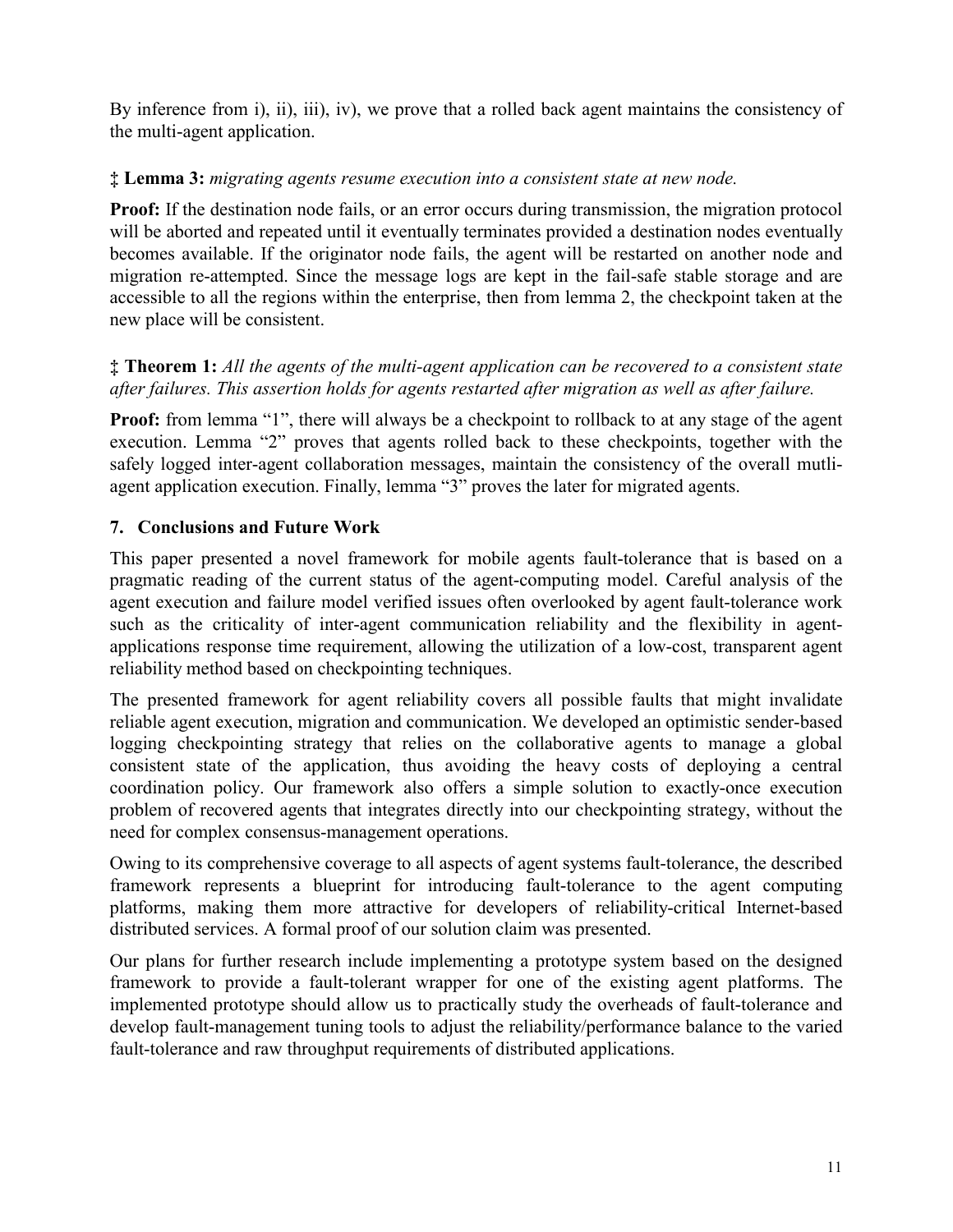By inference from i), ii), iii), iv), we prove that a rolled back agent maintains the consistency of the multi-agent application.

‡ **Lemma 3:** *migrating agents resume execution into a consistent state at new node.*

**Proof:** If the destination node fails, or an error occurs during transmission, the migration protocol will be aborted and repeated until it eventually terminates provided a destination nodes eventually becomes available. If the originator node fails, the agent will be restarted on another node and migration re-attempted. Since the message logs are kept in the fail-safe stable storage and are accessible to all the regions within the enterprise, then from lemma 2, the checkpoint taken at the new place will be consistent.

‡ **Theorem 1:** *All the agents of the multi-agent application can be recovered to a consistent state after failures. This assertion holds for agents restarted after migration as well as after failure.*

**Proof:** from lemma "1", there will always be a checkpoint to rollback to at any stage of the agent execution. Lemma "2" proves that agents rolled back to these checkpoints, together with the safely logged inter-agent collaboration messages, maintain the consistency of the overall mutli-agent application execution. Finally, lemma "3" proves the later for migrated agents.

## 7. Conclusions and Future Work

This paper presented a novel framework for mobile agents fault-tolerance that is based on a pragmatic reading of the current status of the agent-computing model. Careful analysis of the agent execution and failure model verified issues often overlooked by agent fault-tolerance work such as the criticality of inter-agent communication reliability and the flexibility in agent-applications response time requirement, allowing the utilization of a low-cost, transparent agent reliability method based on checkpointing techniques.

The presented framework for agent reliability covers all possible faults that might invalidate reliable agent execution, migration and communication. We developed an optimistic sender-based logging checkpointing strategy that relies on the collaborative agents to manage a global consistent state of the application, thus avoiding the heavy costs of deploying a central coordination policy. Our framework also offers a simple solution to exactly-once execution problem of recovered agents that integrates directly into our checkpointing strategy, without the need for complex consensus-management operations.

Owing to its comprehensive coverage to all aspects of agent systems fault-tolerance, the described framework represents a blueprint for introducing fault-tolerance to the agent computing platforms, making them more attractive for developers of reliability-critical Internet-based distributed services. A formal proof of our solution claim was presented.

Our plans for further research include implementing a prototype system based on the designed framework to provide a fault-tolerant wrapper for one of the existing agent platforms. The implemented prototype should allow us to practically study the overheads of fault-tolerance and develop fault-management tuning tools to adjust the reliability/performance balance to the varied fault-tolerance and raw throughput requirements of distributed applications.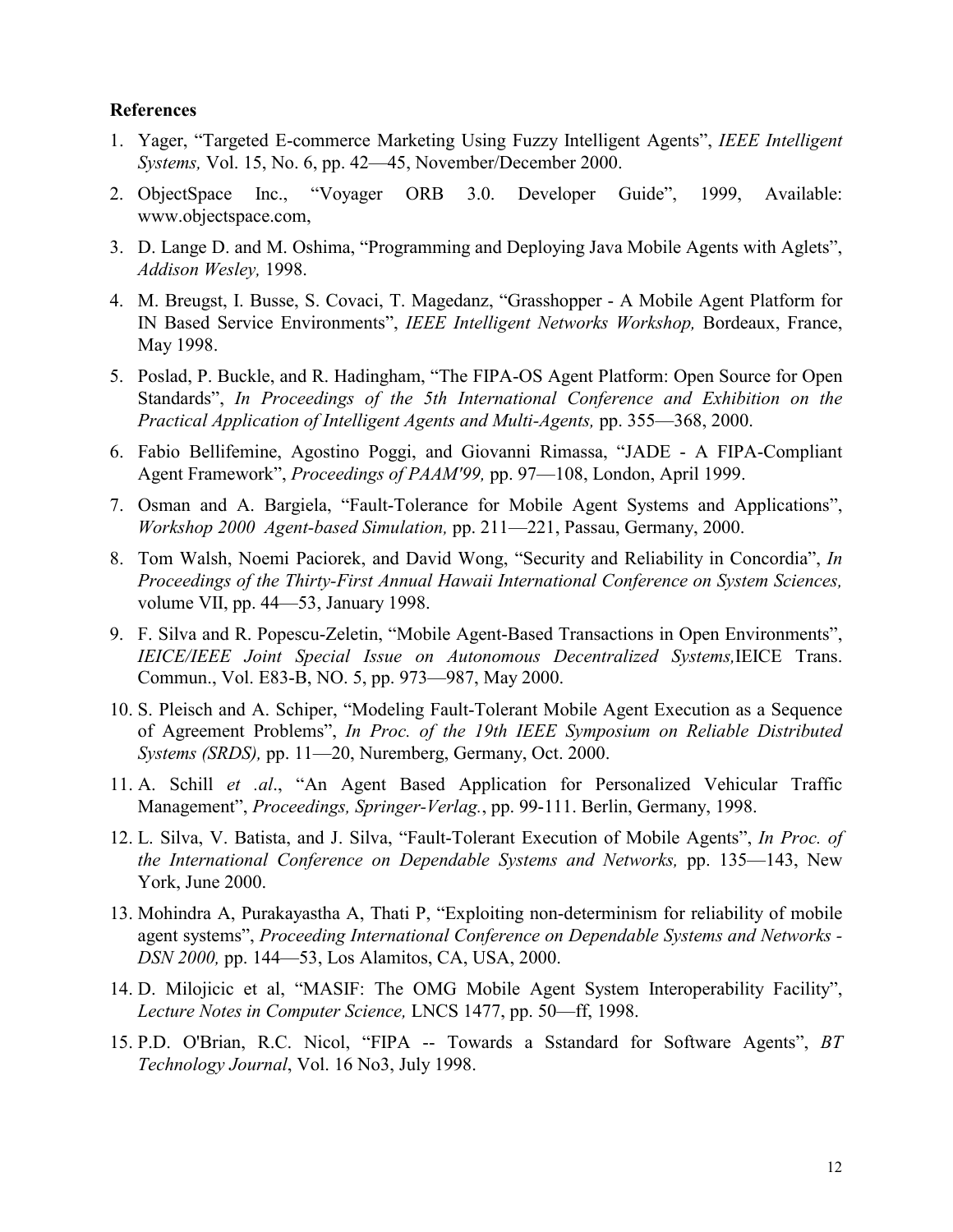**References**

1. Yager, "Targeted E-commerce Marketing Using Fuzzy Intelligent Agents", *IEEE Intelligent Systems,* Vol. 15, No. 6, pp. 42—45, November/December 2000.
2. ObjectSpace Inc., "Voyager ORB 3.0. Developer Guide", 1999, Available: www.objectspace.com,
3. D. Lange D. and M. Oshima, "Programming and Deploying Java Mobile Agents with Aglets", *Addison Wesley,* 1998.
4. M. Breugst, I. Busse, S. Covaci, T. Magedanz, "Grasshopper - A Mobile Agent Platform for IN Based Service Environments", *IEEE Intelligent Networks Workshop,* Bordeaux, France, May 1998.
5. Poslad, P. Buckle, and R. Hadingham, "The FIPA-OS Agent Platform: Open Source for Open Standards", *In Proceedings of the 5th International Conference and Exhibition on the Practical Application of Intelligent Agents and Multi-Agents,* pp. 355—368, 2000.
6. Fabio Bellifemine, Agostino Poggi, and Giovanni Rimassa, "JADE - A FIPA-Compliant Agent Framework", *Proceedings of PAAM'99,* pp. 97—108, London, April 1999.
7. Osman and A. Bargiela, "Fault-Tolerance for Mobile Agent Systems and Applications", *Workshop 2000 Agent-based Simulation,* pp. 211—221, Passau, Germany, 2000.
8. Tom Walsh, Noemi Paciorek, and David Wong, "Security and Reliability in Concordia", *In Proceedings of the Thirty-First Annual Hawaii International Conference on System Sciences,* volume VII, pp. 44—53, January 1998.
9. F. Silva and R. Popescu-Zeletin, "Mobile Agent-Based Transactions in Open Environments", *IEICE/IEEE Joint Special Issue on Autonomous Decentralized Systems,*IEICE Trans. Commun., Vol. E83-B, NO. 5, pp. 973—987, May 2000.
10. S. Pleisch and A. Schiper, "Modeling Fault-Tolerant Mobile Agent Execution as a Sequence of Agreement Problems", *In Proc. of the 19th IEEE Symposium on Reliable Distributed Systems (SRDS),* pp. 11—20, Nuremberg, Germany, Oct. 2000.
11. A. Schill *et .al*., "An Agent Based Application for Personalized Vehicular Traffic Management", *Proceedings, Springer-Verlag.*, pp. 99-111. Berlin, Germany, 1998.
12. L. Silva, V. Batista, and J. Silva, "Fault-Tolerant Execution of Mobile Agents", *In Proc. of the International Conference on Dependable Systems and Networks,* pp. 135—143, New York, June 2000.
13. Mohindra A, Purakayastha A, Thati P, "Exploiting non-determinism for reliability of mobile agent systems", *Proceeding International Conference on Dependable Systems and Networks - DSN 2000,* pp. 144—53, Los Alamitos, CA, USA, 2000.
14. D. Milojicic et al, "MASIF: The OMG Mobile Agent System Interoperability Facility", *Lecture Notes in Computer Science,* LNCS 1477, pp. 50—ff, 1998.
15. P.D. O'Brian, R.C. Nicol, "FIPA -- Towards a Sstandard for Software Agents", *BT Technology Journal*, Vol. 16 No3, July 1998.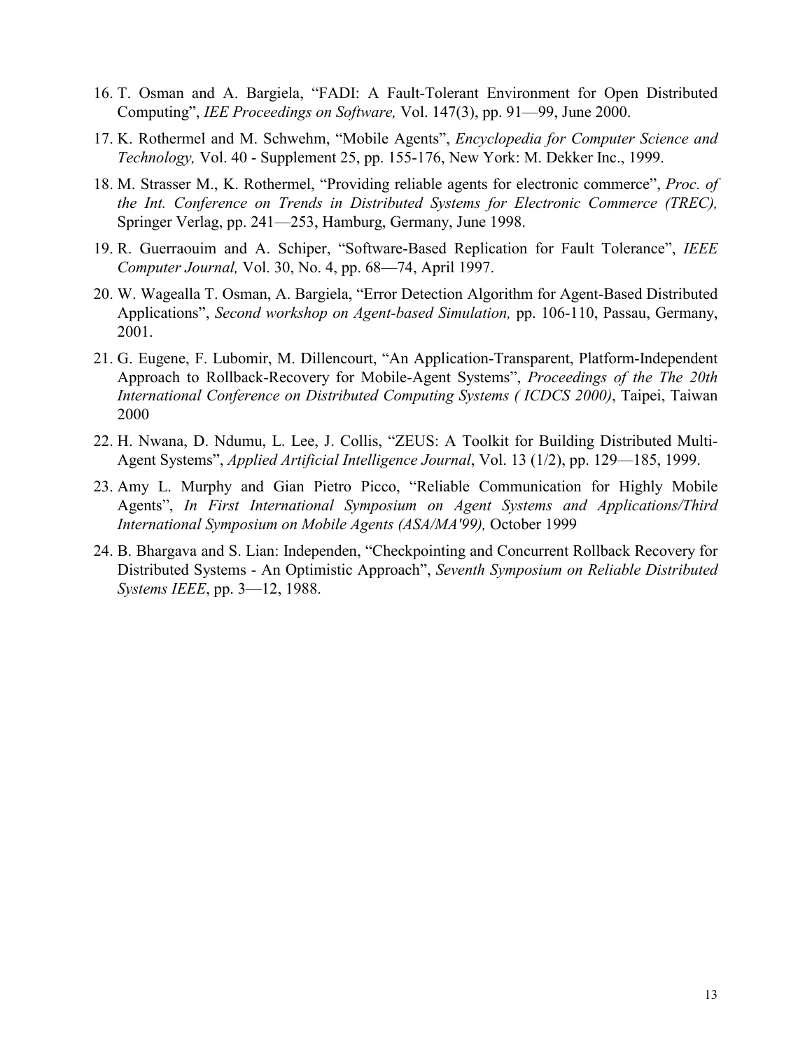16. T. Osman and A. Bargiela, “FADI: A Fault-Tolerant Environment for Open Distributed Computing”, *IEE Proceedings on Software,* Vol. 147(3), pp. 91—99, June 2000.
17. K. Rothermel and M. Schwehm, “Mobile Agents”, *Encyclopedia for Computer Science and Technology,* Vol. 40 - Supplement 25, pp. 155-176, New York: M. Dekker Inc., 1999.
18. M. Strasser M., K. Rothermel, “Providing reliable agents for electronic commerce”, *Proc. of the Int. Conference on Trends in Distributed Systems for Electronic Commerce (TREC),* Springer Verlag, pp. 241—253, Hamburg, Germany, June 1998.
19. R. Guerraouim and A. Schiper, “Software-Based Replication for Fault Tolerance”, *IEEE Computer Journal,* Vol. 30, No. 4, pp. 68—74, April 1997.
20. W. Wagealla T. Osman, A. Bargiela, “Error Detection Algorithm for Agent-Based Distributed Applications”, *Second workshop on Agent-based Simulation,* pp. 106-110, Passau, Germany, 2001.
21. G. Eugene, F. Lubomir, M. Dillencourt, “An Application-Transparent, Platform-Independent Approach to Rollback-Recovery for Mobile-Agent Systems”, *Proceedings of the The 20th International Conference on Distributed Computing Systems ( ICDCS 2000)*, Taipei, Taiwan 2000
22. H. Nwana, D. Ndumu, L. Lee, J. Collis, “ZEUS: A Toolkit for Building Distributed Multi-Agent Systems”, *Applied Artificial Intelligence Journal*, Vol. 13 (1/2), pp. 129—185, 1999.
23. Amy L. Murphy and Gian Pietro Picco, “Reliable Communication for Highly Mobile Agents”, *In First International Symposium on Agent Systems and Applications/Third International Symposium on Mobile Agents (ASA/MA'99),* October 1999
24. B. Bhargava and S. Lian: Independen, “Checkpointing and Concurrent Rollback Recovery for Distributed Systems - An Optimistic Approach”, *Seventh Symposium on Reliable Distributed Systems IEEE*, pp. 3—12, 1988.